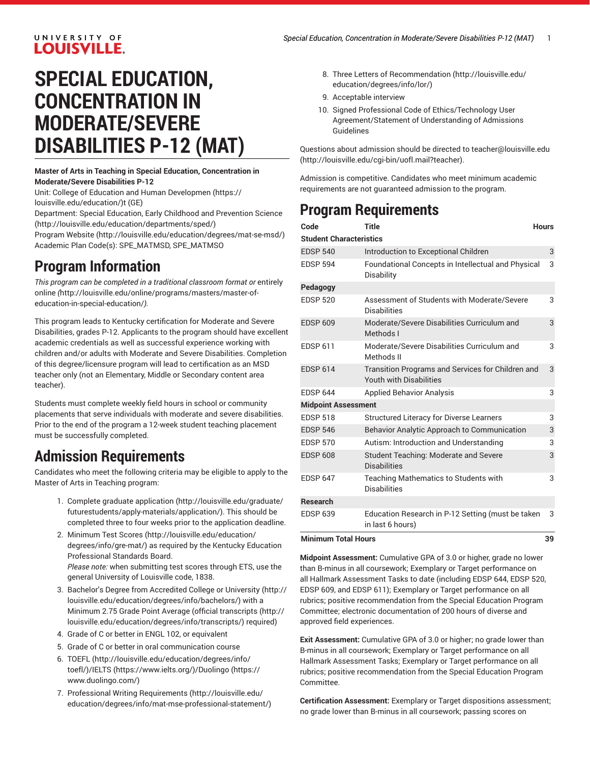# SPECIAL EDUCATION, CONCENTRATION IN MODERATE/SEVERE DISABILITIES P-12 (MAT)

**Master of Arts in Teaching in Special Education, Concentration in Moderate/Severe Disabilities P-12**
Unit: College of Education and Human Developmen (https://louisville.edu/education/)t (GE)
Department: Special Education, Early Childhood and Prevention Science (http://louisville.edu/education/departments/sped/)
Program Website (http://louisville.edu/education/degrees/mat-se-msd/)
Academic Plan Code(s): SPE_MATMSD, SPE_MATMSO

## Program Information

*This program can be completed in a traditional classroom format or* entirely online *(*http://louisville.edu/online/programs/masters/master-of-education-in-special-education/*).*

This program leads to Kentucky certification for Moderate and Severe Disabilities, grades P-12. Applicants to the program should have excellent academic credentials as well as successful experience working with children and/or adults with Moderate and Severe Disabilities. Completion of this degree/licensure program will lead to certification as an MSD teacher only (not an Elementary, Middle or Secondary content area teacher).

Students must complete weekly field hours in school or community placements that serve individuals with moderate and severe disabilities. Prior to the end of the program a 12-week student teaching placement must be successfully completed.

## Admission Requirements

Candidates who meet the following criteria may be eligible to apply to the Master of Arts in Teaching program:

1. Complete graduate application (http://louisville.edu/graduate/futurestudents/apply-materials/application/). This should be completed three to four weeks prior to the application deadline.
2. Minimum Test Scores (http://louisville.edu/education/degrees/info/gre-mat/) as required by the Kentucky Education Professional Standards Board.
   *Please note:* when submitting test scores through ETS, use the general University of Louisville code, 1838.
3. Bachelor's Degree from Accredited College or University (http://louisville.edu/education/degrees/info/bachelors/) with a Minimum 2.75 Grade Point Average (official transcripts (http://louisville.edu/education/degrees/info/transcripts/) required)
4. Grade of C or better in ENGL 102, or equivalent
5. Grade of C or better in oral communication course
6. TOEFL (http://louisville.edu/education/degrees/info/toefl/)/IELTS (https://www.ielts.org/)/Duolingo (https://www.duolingo.com/)
7. Professional Writing Requirements (http://louisville.edu/education/degrees/info/mat-mse-professional-statement/)
8. Three Letters of Recommendation (http://louisville.edu/education/degrees/info/lor/)
9. Acceptable interview
10. Signed Professional Code of Ethics/Technology User Agreement/Statement of Understanding of Admissions Guidelines

Questions about admission should be directed to teacher@louisville.edu (http://louisville.edu/cgi-bin/uofl.mail?teacher).

Admission is competitive. Candidates who meet minimum academic requirements are not guaranteed admission to the program.

## Program Requirements

| Code | Title | Hours |
|---|---|---|
| **Student Characteristics** | | |
| EDSP 540 | Introduction to Exceptional Children | 3 |
| EDSP 594 | Foundational Concepts in Intellectual and Physical Disability | 3 |
| **Pedagogy** | | |
| EDSP 520 | Assessment of Students with Moderate/Severe Disabilities | 3 |
| EDSP 609 | Moderate/Severe Disabilities Curriculum and Methods I | 3 |
| EDSP 611 | Moderate/Severe Disabilities Curriculum and Methods II | 3 |
| EDSP 614 | Transition Programs and Services for Children and Youth with Disabilities | 3 |
| EDSP 644 | Applied Behavior Analysis | 3 |
| **Midpoint Assessment** | | |
| EDSP 518 | Structured Literacy for Diverse Learners | 3 |
| EDSP 546 | Behavior Analytic Approach to Communication | 3 |
| EDSP 570 | Autism: Introduction and Understanding | 3 |
| EDSP 608 | Student Teaching: Moderate and Severe Disabilities | 3 |
| EDSP 647 | Teaching Mathematics to Students with Disabilities | 3 |
| **Research** | | |
| EDSP 639 | Education Research in P-12 Setting (must be taken in last 6 hours) | 3 |
| **Minimum Total Hours** | | **39** |

**Midpoint Assessment:** Cumulative GPA of 3.0 or higher, grade no lower than B-minus in all coursework; Exemplary or Target performance on all Hallmark Assessment Tasks to date (including EDSP 644, EDSP 520, EDSP 609, and EDSP 611); Exemplary or Target performance on all rubrics; positive recommendation from the Special Education Program Committee; electronic documentation of 200 hours of diverse and approved field experiences.

**Exit Assessment:** Cumulative GPA of 3.0 or higher; no grade lower than B-minus in all coursework; Exemplary or Target performance on all Hallmark Assessment Tasks; Exemplary or Target performance on all rubrics; positive recommendation from the Special Education Program Committee.

**Certification Assessment:** Exemplary or Target dispositions assessment; no grade lower than B-minus in all coursework; passing scores on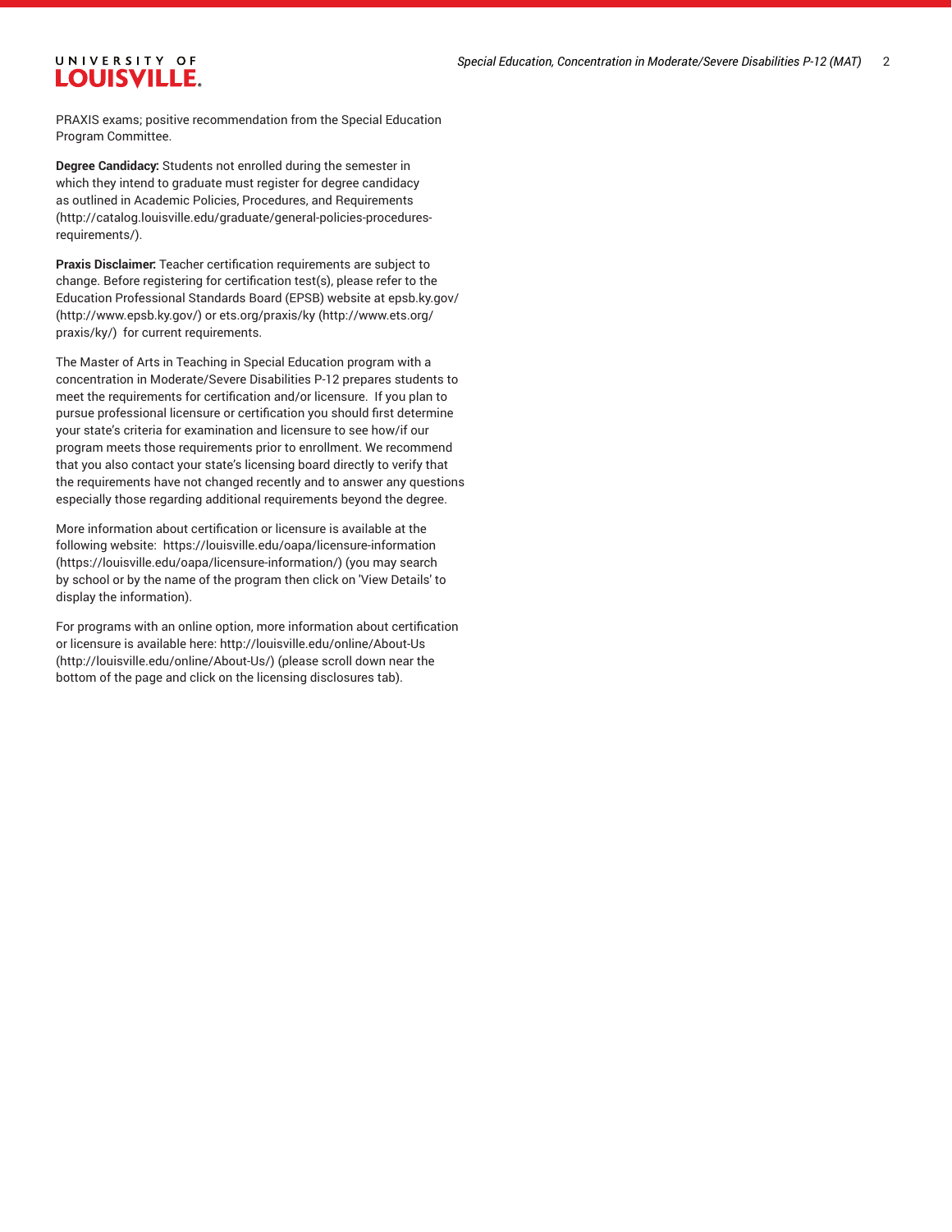PRAXIS exams; positive recommendation from the Special Education Program Committee.

**Degree Candidacy:** Students not enrolled during the semester in which they intend to graduate must register for degree candidacy as outlined in Academic Policies, Procedures, and Requirements (http://catalog.louisville.edu/graduate/general-policies-procedures-requirements/).

**Praxis Disclaimer:** Teacher certification requirements are subject to change. Before registering for certification test(s), please refer to the Education Professional Standards Board (EPSB) website at epsb.ky.gov/ (http://www.epsb.ky.gov/) or ets.org/praxis/ky (http://www.ets.org/praxis/ky/) for current requirements.

The Master of Arts in Teaching in Special Education program with a concentration in Moderate/Severe Disabilities P-12 prepares students to meet the requirements for certification and/or licensure. If you plan to pursue professional licensure or certification you should first determine your state's criteria for examination and licensure to see how/if our program meets those requirements prior to enrollment. We recommend that you also contact your state's licensing board directly to verify that the requirements have not changed recently and to answer any questions especially those regarding additional requirements beyond the degree.

More information about certification or licensure is available at the following website: https://louisville.edu/oapa/licensure-information (https://louisville.edu/oapa/licensure-information/) (you may search by school or by the name of the program then click on 'View Details' to display the information).

For programs with an online option, more information about certification or licensure is available here: http://louisville.edu/online/About-Us (http://louisville.edu/online/About-Us/) (please scroll down near the bottom of the page and click on the licensing disclosures tab).